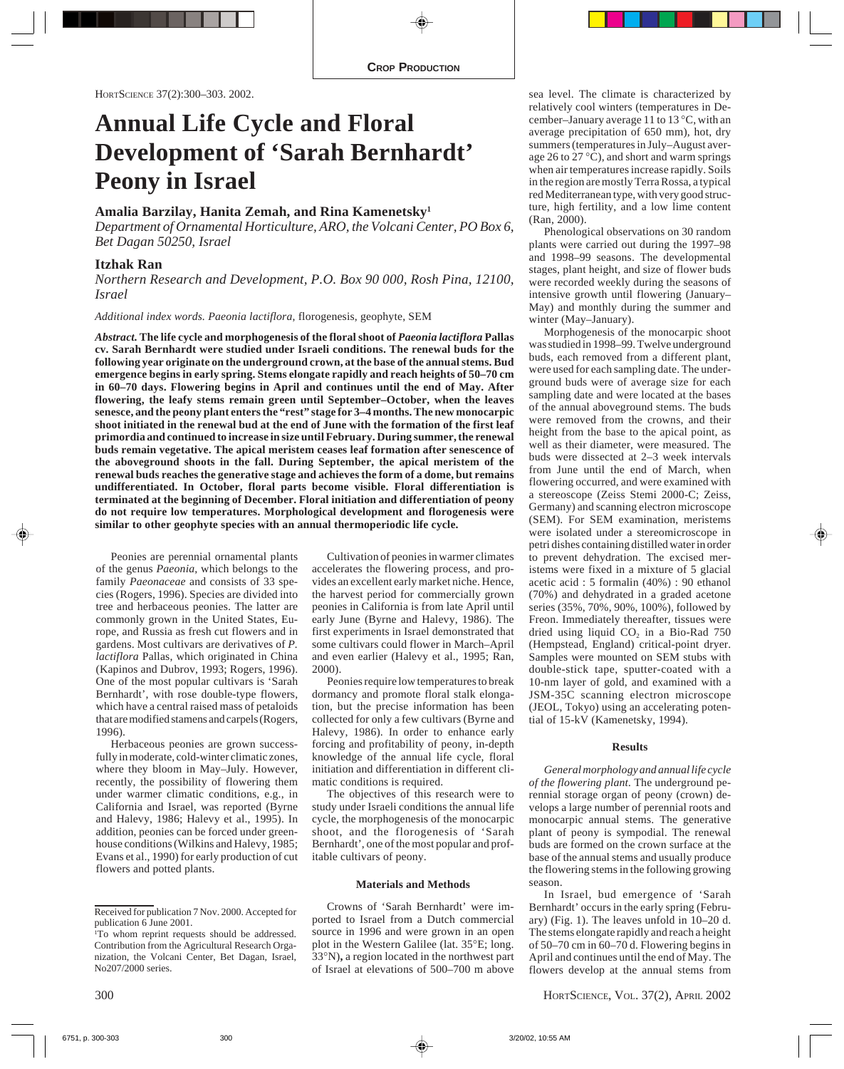**Crop Production**

# Annual Life Cycle and Floral Development of 'Sarah Bernhardt' Peony in Israel

**Amalia Barzilay, Hanita Zemah, and Rina Kamenetsky[1]**

*Department of Ornamental Horticulture, ARO, the Volcani Center, PO Box 6, Bet Dagan 50250, Israel*

**Itzhak Ran**

*Northern Research and Development, P.O. Box 90 000, Rosh Pina, 12100, Israel*

*Additional index words. Paeonia lactiflora,* florogenesis, geophyte, SEM

***Abstract.* The life cycle and morphogenesis of the floral shoot of *Paeonia lactiflora* Pallas cv. Sarah Bernhardt were studied under Israeli conditions. The renewal buds for the following year originate on the underground crown, at the base of the annual stems. Bud emergence begins in early spring. Stems elongate rapidly and reach heights of 50–70 cm in 60–70 days. Flowering begins in April and continues until the end of May. After flowering, the leafy stems remain green until September–October, when the leaves senesce, and the peony plant enters the "rest" stage for 3–4 months. The new monocarpic shoot initiated in the renewal bud at the end of June with the formation of the first leaf primordia and continued to increase in size until February. During summer, the renewal buds remain vegetative. The apical meristem ceases leaf formation after senescence of the aboveground shoots in the fall. During September, the apical meristem of the renewal buds reaches the generative stage and achieves the form of a dome, but remains undifferentiated. In October, floral parts become visible. Floral differentiation is terminated at the beginning of December. Floral initiation and differentiation of peony do not require low temperatures. Morphological development and florogenesis were similar to other geophyte species with an annual thermoperiodic life cycle.**

Peonies are perennial ornamental plants of the genus *Paeonia*, which belongs to the family *Paeonaceae* and consists of 33 species (Rogers, 1996). Species are divided into tree and herbaceous peonies. The latter are commonly grown in the United States, Europe, and Russia as fresh cut flowers and in gardens. Most cultivars are derivatives of *P. lactiflora* Pallas, which originated in China (Kapinos and Dubrov, 1993; Rogers, 1996). One of the most popular cultivars is 'Sarah Bernhardt', with rose double-type flowers, which have a central raised mass of petaloids that are modified stamens and carpels (Rogers, 1996).

Herbaceous peonies are grown successfully in moderate, cold-winter climatic zones, where they bloom in May–July. However, recently, the possibility of flowering them under warmer climatic conditions, e.g., in California and Israel, was reported (Byrne and Halevy, 1986; Halevy et al., 1995). In addition, peonies can be forced under greenhouse conditions (Wilkins and Halevy, 1985; Evans et al., 1990) for early production of cut flowers and potted plants.

Cultivation of peonies in warmer climates accelerates the flowering process, and provides an excellent early market niche. Hence, the harvest period for commercially grown peonies in California is from late April until early June (Byrne and Halevy, 1986). The first experiments in Israel demonstrated that some cultivars could flower in March–April and even earlier (Halevy et al., 1995; Ran, 2000).

Peonies require low temperatures to break dormancy and promote floral stalk elongation, but the precise information has been collected for only a few cultivars (Byrne and Halevy, 1986). In order to enhance early forcing and profitability of peony, in-depth knowledge of the annual life cycle, floral initiation and differentiation in different climatic conditions is required.

The objectives of this research were to study under Israeli conditions the annual life cycle, the morphogenesis of the monocarpic shoot, and the florogenesis of 'Sarah Bernhardt', one of the most popular and profitable cultivars of peony.

## Materials and Methods

Crowns of 'Sarah Bernhardt' were imported to Israel from a Dutch commercial source in 1996 and were grown in an open plot in the Western Galilee (lat. 35°E; long. 33°N), a region located in the northwest part of Israel at elevations of 500–700 m above sea level. The climate is characterized by relatively cool winters (temperatures in December–January average 11 to 13 °C, with an average precipitation of 650 mm), hot, dry summers (temperatures in July–August average 26 to 27 °C), and short and warm springs when air temperatures increase rapidly. Soils in the region are mostly Terra Rossa, a typical red Mediterranean type, with very good structure, high fertility, and a low lime content (Ran, 2000).

Phenological observations on 30 random plants were carried out during the 1997–98 and 1998–99 seasons. The developmental stages, plant height, and size of flower buds were recorded weekly during the seasons of intensive growth until flowering (January–May) and monthly during the summer and winter (May–January).

Morphogenesis of the monocarpic shoot was studied in 1998–99. Twelve underground buds, each removed from a different plant, were used for each sampling date. The underground buds were of average size for each sampling date and were located at the bases of the annual aboveground stems. The buds were removed from the crowns, and their height from the base to the apical point, as well as their diameter, were measured. The buds were dissected at 2–3 week intervals from June until the end of March, when flowering occurred, and were examined with a stereoscope (Zeiss Stemi 2000-C; Zeiss, Germany) and scanning electron microscope (SEM). For SEM examination, meristems were isolated under a stereomicroscope in petri dishes containing distilled water in order to prevent dehydration. The excised meristems were fixed in a mixture of 5 glacial acetic acid : 5 formalin (40%) : 90 ethanol (70%) and dehydrated in a graded acetone series (35%, 70%, 90%, 100%), followed by Freon. Immediately thereafter, tissues were dried using liquid $CO_2$ in a Bio-Rad 750 (Hempstead, England) critical-point dryer. Samples were mounted on SEM stubs with double-stick tape, sputter-coated with a 10-nm layer of gold, and examined with a JSM-35C scanning electron microscope (JEOL, Tokyo) using an accelerating potential of 15-kV (Kamenetsky, 1994).

## Results

*General morphology and annual life cycle of the flowering plant.* The underground perennial storage organ of peony (crown) develops a large number of perennial roots and monocarpic annual stems. The generative plant of peony is sympodial. The renewal buds are formed on the crown surface at the base of the annual stems and usually produce the flowering stems in the following growing season.

In Israel, bud emergence of 'Sarah Bernhardt' occurs in the early spring (February) (Fig. 1). The leaves unfold in 10–20 d. The stems elongate rapidly and reach a height of 50–70 cm in 60–70 d. Flowering begins in April and continues until the end of May. The flowers develop at the annual stems from

---

Received for publication 7 Nov. 2000. Accepted for publication 6 June 2001.

[1]To whom reprint requests should be addressed. Contribution from the Agricultural Research Organization, the Volcani Center, Bet Dagan, Israel, No207/2000 series.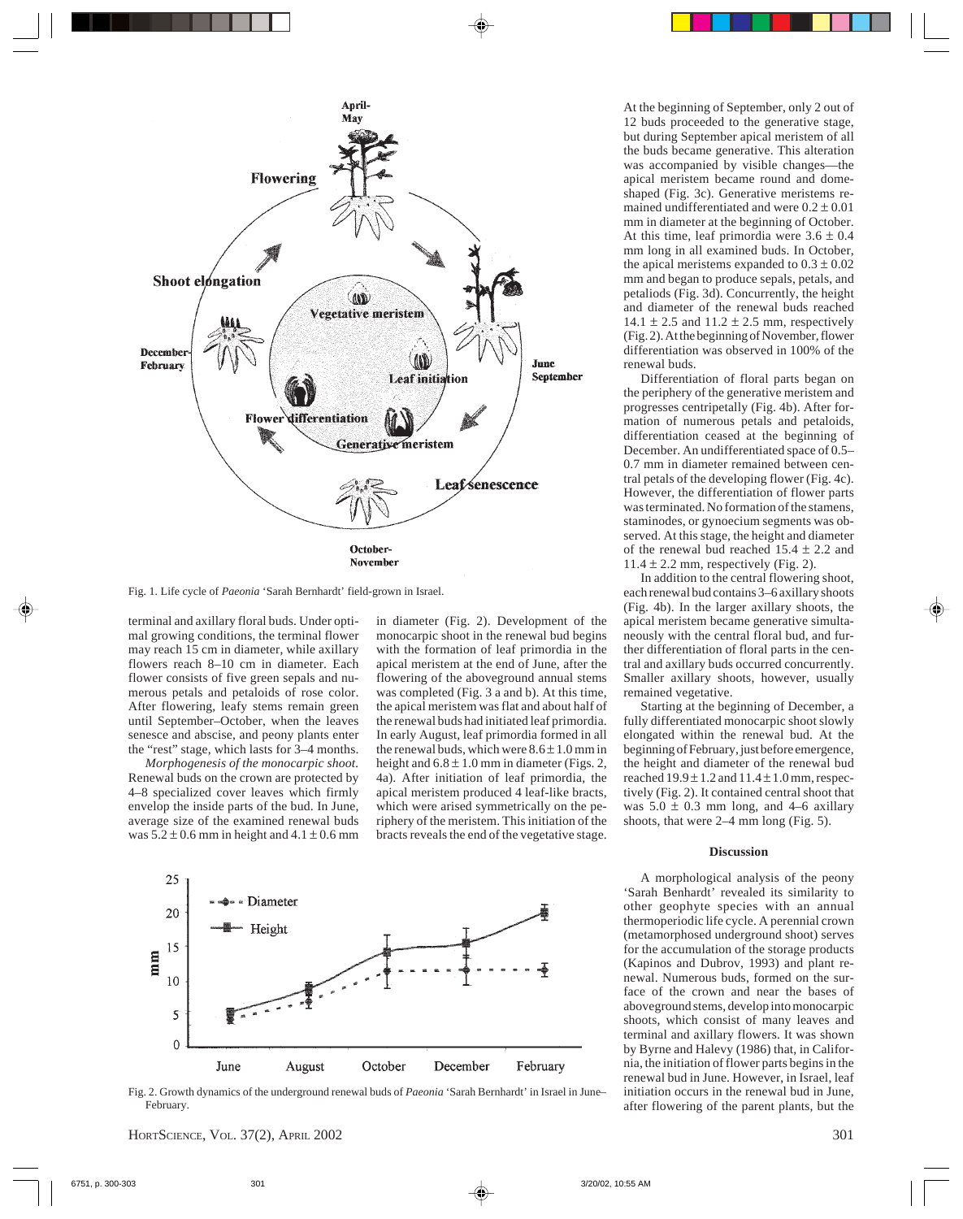Fig. 1. Life cycle of *Paeonia* 'Sarah Bernhardt' field-grown in Israel.

terminal and axillary floral buds. Under optimal growing conditions, the terminal flower may reach 15 cm in diameter, while axillary flowers reach 8–10 cm in diameter. Each flower consists of five green sepals and numerous petals and petaloids of rose color. After flowering, leafy stems remain green until September–October, when the leaves senesce and abscise, and peony plants enter the "rest" stage, which lasts for 3–4 months.

*Morphogenesis of the monocarpic shoot.* Renewal buds on the crown are protected by 4–8 specialized cover leaves which firmly envelop the inside parts of the bud. In June, average size of the examined renewal buds was $5.2 \pm 0.6$ mm in height and $4.1 \pm 0.6$ mm in diameter (Fig. 2). Development of the monocarpic shoot in the renewal bud begins with the formation of leaf primordia in the apical meristem at the end of June, after the flowering of the aboveground annual stems was completed (Fig. 3 a and b). At this time, the apical meristem was flat and about half of the renewal buds had initiated leaf primordia. In early August, leaf primordia formed in all the renewal buds, which were $8.6 \pm 1.0$ mm in height and $6.8 \pm 1.0$ mm in diameter (Figs. 2, 4a). After initiation of leaf primordia, the apical meristem produced 4 leaf-like bracts, which were arised symmetrically on the periphery of the meristem. This initiation of the bracts reveals the end of the vegetative stage.

Fig. 2. Growth dynamics of the underground renewal buds of *Paeonia* 'Sarah Bernhardt' in Israel in June–February.

At the beginning of September, only 2 out of 12 buds proceeded to the generative stage, but during September apical meristem of all the buds became generative. This alteration was accompanied by visible changes—the apical meristem became round and dome-shaped (Fig. 3c). Generative meristems remained undifferentiated and were $0.2 \pm 0.01$ mm in diameter at the beginning of October. At this time, leaf primordia were $3.6 \pm 0.4$ mm long in all examined buds. In October, the apical meristems expanded to $0.3 \pm 0.02$ mm and began to produce sepals, petals, and petaloids (Fig. 3d). Concurrently, the height and diameter of the renewal buds reached $14.1 \pm 2.5$ and $11.2 \pm 2.5$ mm, respectively (Fig. 2). At the beginning of November, flower differentiation was observed in 100% of the renewal buds.

Differentiation of floral parts began on the periphery of the generative meristem and progresses centripetally (Fig. 4b). After formation of numerous petals and petaloids, differentiation ceased at the beginning of December. An undifferentiated space of 0.5–0.7 mm in diameter remained between central petals of the developing flower (Fig. 4c). However, the differentiation of flower parts was terminated. No formation of the stamens, staminodes, or gynoecium segments was observed. At this stage, the height and diameter of the renewal bud reached $15.4 \pm 2.2$ and $11.4 \pm 2.2$ mm, respectively (Fig. 2).

In addition to the central flowering shoot, each renewal bud contains 3–6 axillary shoots (Fig. 4b). In the larger axillary shoots, the apical meristem became generative simultaneously with the central floral bud, and further differentiation of floral parts in the central and axillary buds occurred concurrently. Smaller axillary shoots, however, usually remained vegetative.

Starting at the beginning of December, a fully differentiated monocarpic shoot slowly elongated within the renewal bud. At the beginning of February, just before emergence, the height and diameter of the renewal bud reached $19.9 \pm 1.2$ and $11.4 \pm 1.0$ mm, respectively (Fig. 2). It contained central shoot that was $5.0 \pm 0.3$ mm long, and 4–6 axillary shoots, that were 2–4 mm long (Fig. 5).

## Discussion

A morphological analysis of the peony 'Sarah Benhardt' revealed its similarity to other geophyte species with an annual thermoperiodic life cycle. A perennial crown (metamorphosed underground shoot) serves for the accumulation of the storage products (Kapinos and Dubrov, 1993) and plant renewal. Numerous buds, formed on the surface of the crown and near the bases of aboveground stems, develop into monocarpic shoots, which consist of many leaves and terminal and axillary flowers. It was shown by Byrne and Halevy (1986) that, in California, the initiation of flower parts begins in the renewal bud in June. However, in Israel, leaf initiation occurs in the renewal bud in June, after flowering of the parent plants, but the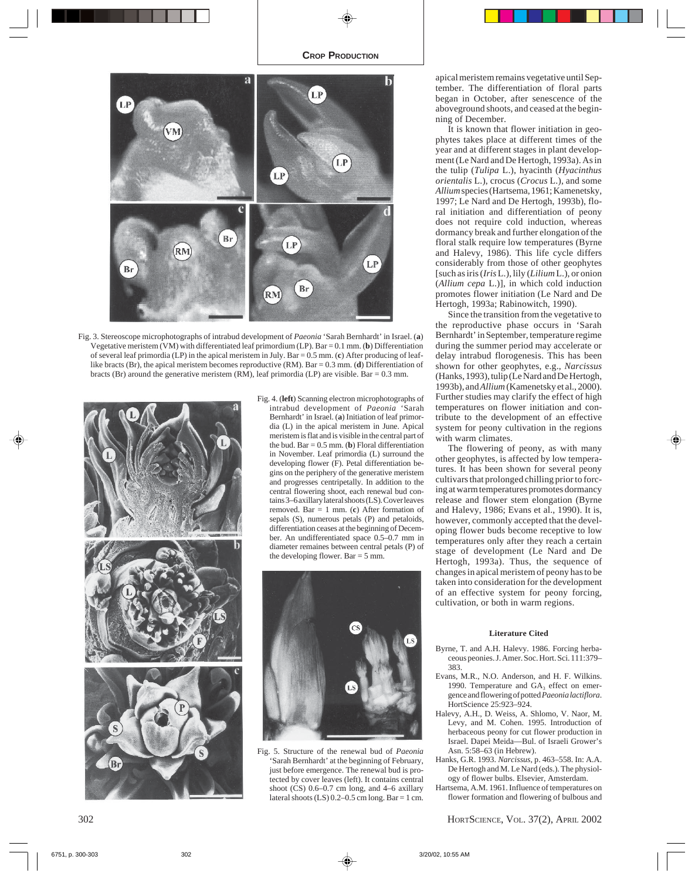Fig. 3. Stereoscope microphotographs of intrabud development of *Paeonia* 'Sarah Bernhardt' in Israel. (**a**) Vegetative meristem (VM) with differentiated leaf primordium (LP). Bar = 0.1 mm. (**b**) Differentiation of several leaf primordia (LP) in the apical meristem in July. Bar = 0.5 mm. (**c**) After producing of leaf-like bracts (Br), the apical meristem becomes reproductive (RM). Bar = 0.3 mm. (**d**) Differentiation of bracts (Br) around the generative meristem (RM), leaf primordia (LP) are visible. Bar = 0.3 mm.

Fig. 4. (**left**) Scanning electron microphotographs of intrabud development of *Paeonia* 'Sarah Bernhardt' in Israel. (**a**) Initiation of leaf primordia (L) in the apical meristem in June. Apical meristem is flat and is visible in the central part of the bud. Bar = 0.5 mm. (**b**) Floral differentiation in November. Leaf primordia (L) surround the developing flower (F). Petal differentiation begins on the periphery of the generative meristem and progresses centripetally. In addition to the central flowering shoot, each renewal bud contains 3–6 axillary lateral shoots (LS). Cover leaves removed. Bar = 1 mm. (**c**) After formation of sepals (S), numerous petals (P) and petaloids, differentiation ceases at the beginning of December. An undifferentiated space 0.5–0.7 mm in diameter remaines between central petals (P) of the developing flower. Bar = 5 mm.

Fig. 5. Structure of the renewal bud of *Paeonia* 'Sarah Bernhardt' at the beginning of February, just before emergence. The renewal bud is protected by cover leaves (left). It contains central shoot (CS) 0.6–0.7 cm long, and 4–6 axillary lateral shoots (LS) 0.2–0.5 cm long. Bar = 1 cm.

apical meristem remains vegetative until September. The differentiation of floral parts began in October, after senescence of the aboveground shoots, and ceased at the beginning of December.

It is known that flower initiation in geophytes takes place at different times of the year and at different stages in plant development (Le Nard and De Hertogh, 1993a). As in the tulip (*Tulipa* L.), hyacinth (*Hyacinthus orientalis* L.), crocus (*Crocus* L.), and some *Allium* species (Hartsema, 1961; Kamenetsky, 1997; Le Nard and De Hertogh, 1993b), floral initiation and differentiation of peony does not require cold induction, whereas dormancy break and further elongation of the floral stalk require low temperatures (Byrne and Halevy, 1986). This life cycle differs considerably from those of other geophytes [such as iris (*Iris* L.), lily (*Lilium* L.), or onion (*Allium cepa* L.)], in which cold induction promotes flower initiation (Le Nard and De Hertogh, 1993a; Rabinowitch, 1990).

Since the transition from the vegetative to the reproductive phase occurs in 'Sarah Bernhardt' in September, temperature regime during the summer period may accelerate or delay intrabud florogenesis. This has been shown for other geophytes, e.g., *Narcissus* (Hanks, 1993), tulip (Le Nard and De Hertogh, 1993b), and *Allium* (Kamenetsky et al., 2000). Further studies may clarify the effect of high temperatures on flower initiation and contribute to the development of an effective system for peony cultivation in the regions with warm climates.

The flowering of peony, as with many other geophytes, is affected by low temperatures. It has been shown for several peony cultivars that prolonged chilling prior to forcing at warm temperatures promotes dormancy release and flower stem elongation (Byrne and Halevy, 1986; Evans et al., 1990). It is, however, commonly accepted that the developing flower buds become receptive to low temperatures only after they reach a certain stage of development (Le Nard and De Hertogh, 1993a). Thus, the sequence of changes in apical meristem of peony has to be taken into consideration for the development of an effective system for peony forcing, cultivation, or both in warm regions.

### Literature Cited

Byrne, T. and A.H. Halevy. 1986. Forcing herbaceous peonies. J. Amer. Soc. Hort. Sci. 111:379–383.

Evans, M.R., N.O. Anderson, and H. F. Wilkins. 1990. Temperature and $GA_3$ effect on emergence and flowering of potted *Paeonia lactiflora*. HortScience 25:923–924.

Halevy, A.H., D. Weiss, A. Shlomo, V. Naor, M. Levy, and M. Cohen. 1995. Introduction of herbaceous peony for cut flower production in Israel. Dapei Meida—Bul. of Israeli Grower's Asn. 5:58–63 (in Hebrew).

Hanks, G.R. 1993. *Narcissus*, p. 463–558. In: A.A. De Hertogh and M. Le Nard (eds.). The physiology of flower bulbs. Elsevier, Amsterdam.

Hartsema, A.M. 1961. Influence of temperatures on flower formation and flowering of bulbous and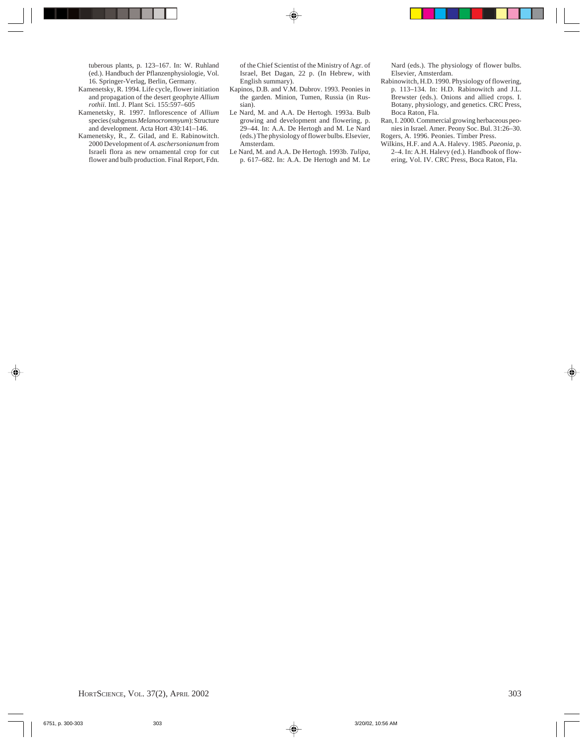tuberous plants, p. 123–167. In: W. Ruhland (ed.). Handbuch der Pflanzenphysiologie, Vol. 16. Springer-Verlag, Berlin, Germany.

Kamenetsky, R. 1994. Life cycle, flower initiation and propagation of the desert geophyte *Allium rothii*. Intl. J. Plant Sci. 155:597–605

Kamenetsky, R. 1997. Inflorescence of *Allium* species (subgenus *Melanocrommyum*): Structure and development. Acta Hort 430:141–146.

Kamenetsky, R., Z. Gilad, and E. Rabinowitch. 2000 Development of *A. aschersonianum* from Israeli flora as new ornamental crop for cut flower and bulb production. Final Report, Fdn. of the Chief Scientist of the Ministry of Agr. of Israel, Bet Dagan, 22 p. (In Hebrew, with English summary).

Kapinos, D.B. and V.M. Dubrov. 1993. Peonies in the garden. Minion, Tumen, Russia (in Russian).

Le Nard, M. and A.A. De Hertogh. 1993a. Bulb growing and development and flowering, p. 29–44. In: A.A. De Hertogh and M. Le Nard (eds.) The physiology of flower bulbs. Elsevier, Amsterdam.

Le Nard, M. and A.A. De Hertogh. 1993b. *Tulipa*, p. 617–682. In: A.A. De Hertogh and M. Le Nard (eds.). The physiology of flower bulbs. Elsevier, Amsterdam.

Rabinowitch, H.D. 1990. Physiology of flowering, p. 113–134. In: H.D. Rabinowitch and J.L. Brewster (eds.). Onions and allied crops. I. Botany, physiology, and genetics. CRC Press, Boca Raton, Fla.

Ran, I. 2000. Commercial growing herbaceous peonies in Israel. Amer. Peony Soc. Bul. 31:26–30.

Rogers, A. 1996. Peonies. Timber Press.

Wilkins, H.F. and A.A. Halevy. 1985. *Paeonia*, p. 2–4. In: A.H. Halevy (ed.). Handbook of flowering, Vol. IV. CRC Press, Boca Raton, Fla.